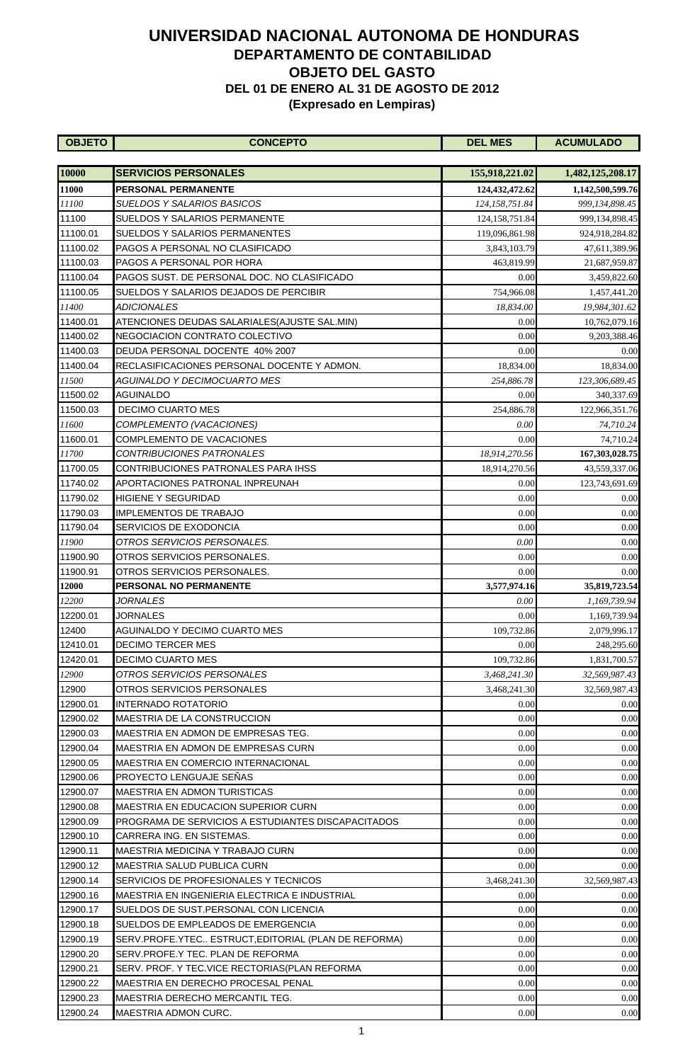# UNIVERSIDAD NACIONAL AUTONOMA DE HONDURAS
## DEPARTAMENTO DE CONTABILIDAD
## OBJETO DEL GASTO
### DEL 01 DE ENERO AL 31 DE AGOSTO DE 2012
### (Expresado en Lempiras)

| OBJETO | CONCEPTO | DEL MES | ACUMULADO |
|---|---|---|---|
| **10000** | **SERVICIOS PERSONALES** | **155,918,221.02** | **1,482,125,208.17** |
| **11000** | **PERSONAL PERMANENTE** | **124,432,472.62** | **1,142,500,599.76** |
| *11100* | *SUELDOS Y SALARIOS BASICOS* | *124,158,751.84* | *999,134,898.45* |
| 11100 | SUELDOS Y SALARIOS PERMANENTE | 124,158,751.84 | 999,134,898.45 |
| 11100.01 | SUELDOS Y SALARIOS PERMANENTES | 119,096,861.98 | 924,918,284.82 |
| 11100.02 | PAGOS A PERSONAL NO CLASIFICADO | 3,843,103.79 | 47,611,389.96 |
| 11100.03 | PAGOS A PERSONAL POR HORA | 463,819.99 | 21,687,959.87 |
| 11100.04 | PAGOS SUST. DE PERSONAL DOC. NO CLASIFICADO | 0.00 | 3,459,822.60 |
| 11100.05 | SUELDOS Y SALARIOS DEJADOS DE PERCIBIR | 754,966.08 | 1,457,441.20 |
| *11400* | *ADICIONALES* | *18,834.00* | *19,984,301.62* |
| 11400.01 | ATENCIONES DEUDAS SALARIALES(AJUSTE SAL.MIN) | 0.00 | 10,762,079.16 |
| 11400.02 | NEGOCIACION CONTRATO COLECTIVO | 0.00 | 9,203,388.46 |
| 11400.03 | DEUDA PERSONAL DOCENTE 40% 2007 | 0.00 | 0.00 |
| 11400.04 | RECLASIFICACIONES PERSONAL DOCENTE Y ADMON. | 18,834.00 | 18,834.00 |
| *11500* | *AGUINALDO Y DECIMOCUARTO MES* | *254,886.78* | *123,306,689.45* |
| 11500.02 | AGUINALDO | 0.00 | 340,337.69 |
| 11500.03 | DECIMO CUARTO MES | 254,886.78 | 122,966,351.76 |
| *11600* | *COMPLEMENTO (VACACIONES)* | *0.00* | *74,710.24* |
| 11600.01 | COMPLEMENTO DE VACACIONES | 0.00 | 74,710.24 |
| *11700* | *CONTRIBUCIONES PATRONALES* | *18,914,270.56* | **167,303,028.75** |
| 11700.05 | CONTRIBUCIONES PATRONALES PARA IHSS | 18,914,270.56 | 43,559,337.06 |
| 11740.02 | APORTACIONES PATRONAL INPREUNAH | 0.00 | 123,743,691.69 |
| 11790.02 | HIGIENE Y SEGURIDAD | 0.00 | 0.00 |
| 11790.03 | IMPLEMENTOS DE TRABAJO | 0.00 | 0.00 |
| 11790.04 | SERVICIOS DE EXODONCIA | 0.00 | 0.00 |
| *11900* | *OTROS SERVICIOS PERSONALES.* | *0.00* | 0.00 |
| 11900.90 | OTROS SERVICIOS PERSONALES. | 0.00 | 0.00 |
| 11900.91 | OTROS SERVICIOS PERSONALES. | 0.00 | 0.00 |
| **12000** | **PERSONAL NO PERMANENTE** | **3,577,974.16** | **35,819,723.54** |
| *12200* | *JORNALES* | *0.00* | *1,169,739.94* |
| 12200.01 | JORNALES | 0.00 | 1,169,739.94 |
| 12400 | AGUINALDO Y DECIMO CUARTO MES | 109,732.86 | 2,079,996.17 |
| 12410.01 | DECIMO TERCER MES | 0.00 | 248,295.60 |
| 12420.01 | DECIMO CUARTO MES | 109,732.86 | 1,831,700.57 |
| *12900* | *OTROS SERVICIOS PERSONALES* | *3,468,241.30* | *32,569,987.43* |
| 12900 | OTROS SERVICIOS PERSONALES | 3,468,241.30 | 32,569,987.43 |
| 12900.01 | INTERNADO ROTATORIO | 0.00 | 0.00 |
| 12900.02 | MAESTRIA DE LA CONSTRUCCION | 0.00 | 0.00 |
| 12900.03 | MAESTRIA EN ADMON DE EMPRESAS TEG. | 0.00 | 0.00 |
| 12900.04 | MAESTRIA EN ADMON DE EMPRESAS CURN | 0.00 | 0.00 |
| 12900.05 | MAESTRIA EN COMERCIO INTERNACIONAL | 0.00 | 0.00 |
| 12900.06 | PROYECTO LENGUAJE SEÑAS | 0.00 | 0.00 |
| 12900.07 | MAESTRIA EN ADMON TURISTICAS | 0.00 | 0.00 |
| 12900.08 | MAESTRIA EN EDUCACION SUPERIOR CURN | 0.00 | 0.00 |
| 12900.09 | PROGRAMA DE SERVICIOS A ESTUDIANTES DISCAPACITADOS | 0.00 | 0.00 |
| 12900.10 | CARRERA ING. EN SISTEMAS. | 0.00 | 0.00 |
| 12900.11 | MAESTRIA MEDICINA Y TRABAJO CURN | 0.00 | 0.00 |
| 12900.12 | MAESTRIA SALUD PUBLICA CURN | 0.00 | 0.00 |
| 12900.14 | SERVICIOS DE PROFESIONALES Y TECNICOS | 3,468,241.30 | 32,569,987.43 |
| 12900.16 | MAESTRIA EN INGENIERIA ELECTRICA E INDUSTRIAL | 0.00 | 0.00 |
| 12900.17 | SUELDOS DE SUST.PERSONAL CON LICENCIA | 0.00 | 0.00 |
| 12900.18 | SUELDOS DE EMPLEADOS DE EMERGENCIA | 0.00 | 0.00 |
| 12900.19 | SERV.PROFE.YTEC.. ESTRUCT,EDITORIAL (PLAN DE REFORMA) | 0.00 | 0.00 |
| 12900.20 | SERV.PROFE.Y TEC. PLAN DE REFORMA | 0.00 | 0.00 |
| 12900.21 | SERV. PROF. Y TEC.VICE RECTORIAS(PLAN REFORMA | 0.00 | 0.00 |
| 12900.22 | MAESTRIA EN DERECHO PROCESAL PENAL | 0.00 | 0.00 |
| 12900.23 | MAESTRIA DERECHO MERCANTIL TEG. | 0.00 | 0.00 |
| 12900.24 | MAESTRIA ADMON CURC. | 0.00 | 0.00 |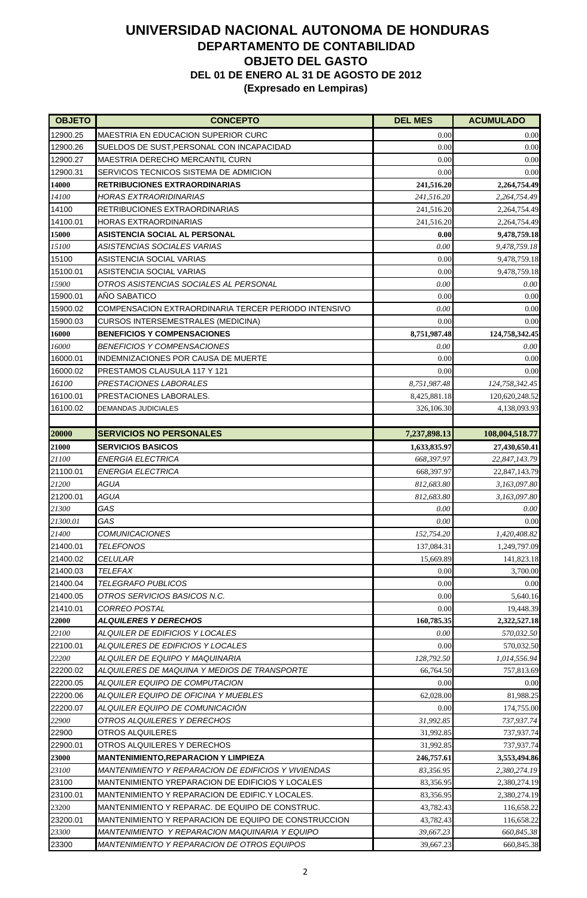# UNIVERSIDAD NACIONAL AUTONOMA DE HONDURAS
## DEPARTAMENTO DE CONTABILIDAD
## OBJETO DEL GASTO
### DEL 01 DE ENERO AL 31 DE AGOSTO DE 2012
### (Expresado en Lempiras)

| OBJETO | CONCEPTO | DEL MES | ACUMULADO |
|---|---|---|---|
| 12900.25 | MAESTRIA EN EDUCACION SUPERIOR CURC | 0.00 | 0.00 |
| 12900.26 | SUELDOS DE SUST,PERSONAL CON INCAPACIDAD | 0.00 | 0.00 |
| 12900.27 | MAESTRIA DERECHO MERCANTIL CURN | 0.00 | 0.00 |
| 12900.31 | SERVICOS TECNICOS SISTEMA DE ADMICION | 0.00 | 0.00 |
| **14000** | **RETRIBUCIONES EXTRAORDINARIAS** | **241,516.20** | **2,264,754.49** |
| *14100* | *HORAS EXTRAORIDINARIAS* | *241,516.20* | *2,264,754.49* |
| 14100 | RETRIBUCIONES EXTRAORDINARIAS | 241,516.20 | 2,264,754.49 |
| 14100.01 | HORAS EXTRAORDINARIAS | 241,516.20 | 2,264,754.49 |
| **15000** | **ASISTENCIA SOCIAL AL PERSONAL** | **0.00** | **9,478,759.18** |
| *15100* | *ASISTENCIAS SOCIALES VARIAS* | *0.00* | *9,478,759.18* |
| 15100 | ASISTENCIA SOCIAL VARIAS | 0.00 | 9,478,759.18 |
| 15100.01 | ASISTENCIA SOCIAL VARIAS | 0.00 | 9,478,759.18 |
| *15900* | *OTROS ASISTENCIAS SOCIALES AL PERSONAL* | *0.00* | *0.00* |
| 15900.01 | AÑO SABATICO | 0.00 | 0.00 |
| 15900.02 | COMPENSACION EXTRAORDINARIA TERCER PERIODO INTENSIVO | *0.00* | 0.00 |
| 15900.03 | CURSOS INTERSEMESTRALES (MEDICINA) | 0.00 | 0.00 |
| **16000** | **BENEFICIOS Y COMPENSACIONES** | **8,751,987.48** | **124,758,342.45** |
| *16000* | *BENEFICIOS Y COMPENSACIONES* | *0.00* | *0.00* |
| 16000.01 | INDEMNIZACIONES POR CAUSA DE MUERTE | 0.00 | 0.00 |
| 16000.02 | PRESTAMOS CLAUSULA 117 Y 121 | 0.00 | 0.00 |
| *16100* | *PRESTACIONES LABORALES* | *8,751,987.48* | *124,758,342.45* |
| 16100.01 | PRESTACIONES LABORALES. | 8,425,881.18 | 120,620,248.52 |
| 16100.02 | DEMANDAS JUDICIALES | 326,106.30 | 4,138,093.93 |
| | | | |
| **20000** | **SERVICIOS NO PERSONALES** | **7,237,898.13** | **108,004,518.77** |
| **21000** | **SERVICIOS BASICOS** | **1,633,835.97** | **27,430,650.41** |
| *21100* | *ENERGIA ELECTRICA* | *668,397.97* | *22,847,143.79* |
| 21100.01 | *ENERGIA ELECTRICA* | 668,397.97 | 22,847,143.79 |
| *21200* | *AGUA* | *812,683.80* | *3,163,097.80* |
| 21200.01 | *AGUA* | *812,683.80* | *3,163,097.80* |
| *21300* | *GAS* | *0.00* | *0.00* |
| *21300.01* | *GAS* | *0.00* | 0.00 |
| *21400* | *COMUNICACIONES* | *152,754.20* | *1,420,408.82* |
| 21400.01 | *TELEFONOS* | 137,084.31 | 1,249,797.09 |
| 21400.02 | *CELULAR* | 15,669.89 | 141,823.18 |
| 21400.03 | *TELEFAX* | 0.00 | 3,700.00 |
| 21400.04 | *TELEGRAFO PUBLICOS* | 0.00 | 0.00 |
| 21400.05 | *OTROS SERVICIOS BASICOS N.C.* | 0.00 | 5,640.16 |
| 21410.01 | *CORREO POSTAL* | 0.00 | 19,448.39 |
| **22000** | ***ALQUILERES Y DERECHOS*** | **160,785.35** | **2,322,527.18** |
| *22100* | *ALQUILER DE EDIFICIOS Y LOCALES* | *0.00* | *570,032.50* |
| 22100.01 | *ALQUILERES DE EDIFICIOS Y LOCALES* | 0.00 | 570,032.50 |
| *22200* | *ALQUILER DE EQUIPO Y MAQUINARIA* | *128,792.50* | *1,014,556.94* |
| 22200.02 | *ALQUILERES DE MAQUINA Y MEDIOS DE TRANSPORTE* | 66,764.50 | 757,813.69 |
| 22200.05 | *ALQUILER EQUIPO DE COMPUTACION* | 0.00 | 0.00 |
| 22200.06 | *ALQUILER EQUIPO DE OFICINA Y MUEBLES* | 62,028.00 | 81,988.25 |
| 22200.07 | *ALQUILER EQUIPO DE COMUNICACIÓN* | 0.00 | 174,755.00 |
| *22900* | *OTROS ALQUILERES Y DERECHOS* | *31,992.85* | *737,937.74* |
| 22900 | OTROS ALQUILERES | 31,992.85 | 737,937.74 |
| 22900.01 | OTROS ALQUILERES Y DERECHOS | 31,992.85 | 737,937.74 |
| **23000** | **MANTENIMIENTO,REPARACION Y LIMPIEZA** | **246,757.61** | **3,553,494.86** |
| *23100* | *MANTENIMIENTO Y REPARACION DE EDIFICIOS Y VIVIENDAS* | *83,356.95* | *2,380,274.19* |
| 23100 | MANTENIMIENTO YREPARACION DE EDIFICIOS Y LOCALES | 83,356.95 | 2,380,274.19 |
| 23100.01 | MANTENIMIENTO Y REPARACION DE EDIFIC.Y LOCALES. | 83,356.95 | 2,380,274.19 |
| 23200 | MANTENIMIENTO Y REPARAC. DE EQUIPO DE CONSTRUC. | 43,782.43 | 116,658.22 |
| 23200.01 | MANTENIMIENTO Y REPARACION DE EQUIPO DE CONSTRUCCION | 43,782.43 | 116,658.22 |
| *23300* | *MANTENIMIENTO Y REPARACION MAQUINARIA Y EQUIPO* | *39,667.23* | *660,845.38* |
| 23300 | *MANTENIMIENTO Y REPARACION DE OTROS EQUIPOS* | 39,667.23 | 660,845.38 |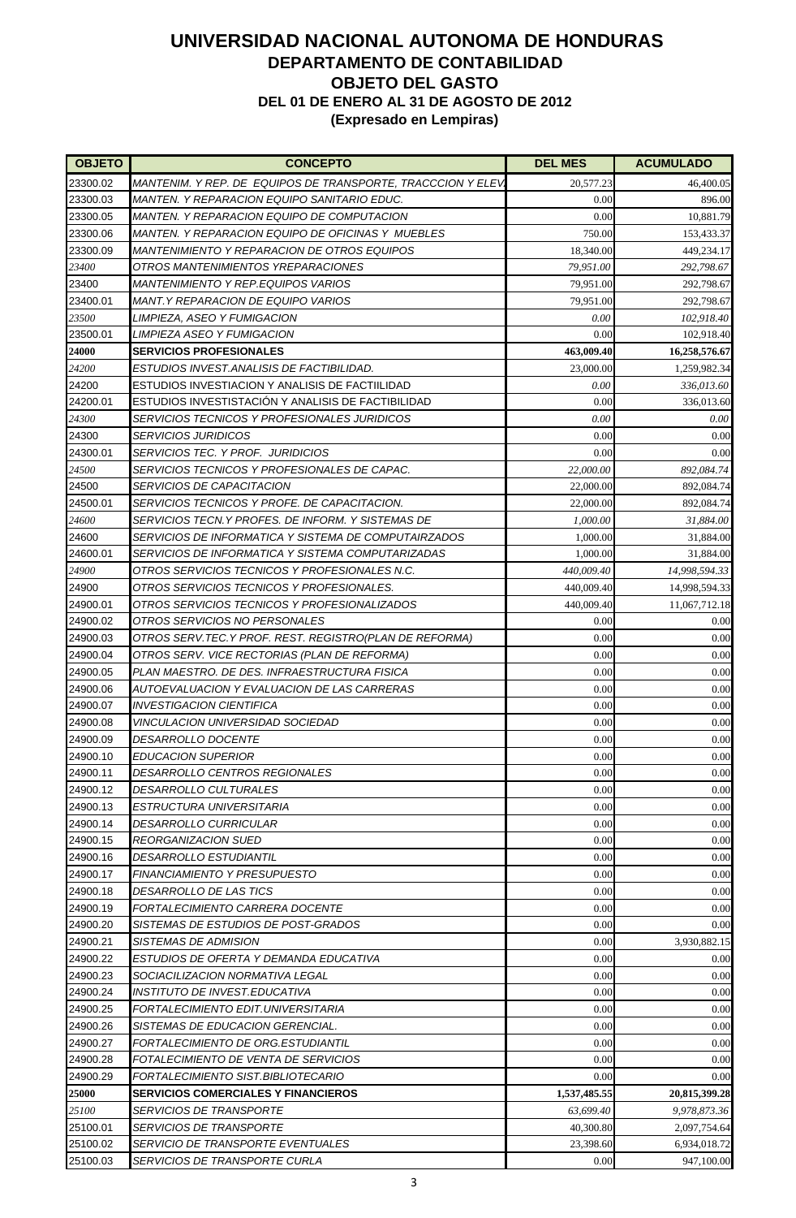# UNIVERSIDAD NACIONAL AUTONOMA DE HONDURAS
## DEPARTAMENTO DE CONTABILIDAD
## OBJETO DEL GASTO
### DEL 01 DE ENERO AL 31 DE AGOSTO DE 2012
### (Expresado en Lempiras)

| OBJETO | CONCEPTO | DEL MES | ACUMULADO |
|---|---|---|---|
| 23300.02 | *MANTENIM. Y REP. DE EQUIPOS DE TRANSPORTE, TRACCCION Y ELEV* | 20,577.23 | 46,400.05 |
| 23300.03 | *MANTEN. Y REPARACION EQUIPO SANITARIO EDUC.* | 0.00 | 896.00 |
| 23300.05 | *MANTEN. Y REPARACION EQUIPO DE COMPUTACION* | 0.00 | 10,881.79 |
| 23300.06 | *MANTEN. Y REPARACION EQUIPO DE OFICINAS Y MUEBLES* | 750.00 | 153,433.37 |
| 23300.09 | *MANTENIMIENTO Y REPARACION DE OTROS EQUIPOS* | 18,340.00 | 449,234.17 |
| *23400* | *OTROS MANTENIMIENTOS YREPARACIONES* | *79,951.00* | *292,798.67* |
| 23400 | *MANTENIMIENTO Y REP.EQUIPOS VARIOS* | 79,951.00 | 292,798.67 |
| 23400.01 | *MANT.Y REPARACION DE EQUIPO VARIOS* | 79,951.00 | 292,798.67 |
| *23500* | *LIMPIEZA, ASEO Y FUMIGACION* | *0.00* | *102,918.40* |
| 23500.01 | *LIMPIEZA ASEO Y FUMIGACION* | 0.00 | 102,918.40 |
| **24000** | **SERVICIOS PROFESIONALES** | **463,009.40** | **16,258,576.67** |
| *24200* | *ESTUDIOS INVEST.ANALISIS DE FACTIBILIDAD.* | 23,000.00 | 1,259,982.34 |
| 24200 | ESTUDIOS INVESTIACION Y ANALISIS DE FACTIILIDAD | *0.00* | *336,013.60* |
| 24200.01 | ESTUDIOS INVESTISTACIÓN Y ANALISIS DE FACTIBILIDAD | 0.00 | 336,013.60 |
| *24300* | *SERVICIOS TECNICOS Y PROFESIONALES JURIDICOS* | *0.00* | *0.00* |
| 24300 | *SERVICIOS JURIDICOS* | 0.00 | 0.00 |
| 24300.01 | *SERVICIOS TEC. Y PROF. JURIDICIOS* | 0.00 | 0.00 |
| *24500* | *SERVICIOS TECNICOS Y PROFESIONALES DE CAPAC.* | *22,000.00* | *892,084.74* |
| 24500 | *SERVICIOS DE CAPACITACION* | 22,000.00 | 892,084.74 |
| 24500.01 | *SERVICIOS TECNICOS Y PROFE. DE CAPACITACION.* | 22,000.00 | 892,084.74 |
| *24600* | *SERVICIOS TECN.Y PROFES. DE INFORM. Y SISTEMAS DE* | *1,000.00* | *31,884.00* |
| 24600 | *SERVICIOS DE INFORMATICA Y SISTEMA DE COMPUTAIRZADOS* | 1,000.00 | 31,884.00 |
| 24600.01 | *SERVICIOS DE INFORMATICA Y SISTEMA COMPUTARIZADAS* | 1,000.00 | 31,884.00 |
| *24900* | *OTROS SERVICIOS TECNICOS Y PROFESIONALES N.C.* | *440,009.40* | *14,998,594.33* |
| 24900 | *OTROS SERVICIOS TECNICOS Y PROFESIONALES.* | 440,009.40 | 14,998,594.33 |
| 24900.01 | *OTROS SERVICIOS TECNICOS Y PROFESIONALIZADOS* | 440,009.40 | 11,067,712.18 |
| 24900.02 | *OTROS SERVICIOS NO PERSONALES* | 0.00 | 0.00 |
| 24900.03 | *OTROS SERV.TEC.Y PROF. REST. REGISTRO(PLAN DE REFORMA)* | 0.00 | 0.00 |
| 24900.04 | *OTROS SERV. VICE RECTORIAS (PLAN DE REFORMA)* | 0.00 | 0.00 |
| 24900.05 | *PLAN MAESTRO. DE DES. INFRAESTRUCTURA FISICA* | 0.00 | 0.00 |
| 24900.06 | *AUTOEVALUACION Y EVALUACION DE LAS CARRERAS* | 0.00 | 0.00 |
| 24900.07 | *INVESTIGACION CIENTIFICA* | 0.00 | 0.00 |
| 24900.08 | *VINCULACION UNIVERSIDAD SOCIEDAD* | 0.00 | 0.00 |
| 24900.09 | *DESARROLLO DOCENTE* | 0.00 | 0.00 |
| 24900.10 | *EDUCACION SUPERIOR* | 0.00 | 0.00 |
| 24900.11 | *DESARROLLO CENTROS REGIONALES* | 0.00 | 0.00 |
| 24900.12 | *DESARROLLO CULTURALES* | 0.00 | 0.00 |
| 24900.13 | *ESTRUCTURA UNIVERSITARIA* | 0.00 | 0.00 |
| 24900.14 | *DESARROLLO CURRICULAR* | 0.00 | 0.00 |
| 24900.15 | *REORGANIZACION SUED* | 0.00 | 0.00 |
| 24900.16 | *DESARROLLO ESTUDIANTIL* | 0.00 | 0.00 |
| 24900.17 | *FINANCIAMIENTO Y PRESUPUESTO* | 0.00 | 0.00 |
| 24900.18 | *DESARROLLO DE LAS TICS* | 0.00 | 0.00 |
| 24900.19 | *FORTALECIMIENTO CARRERA DOCENTE* | 0.00 | 0.00 |
| 24900.20 | *SISTEMAS DE ESTUDIOS DE POST-GRADOS* | 0.00 | 0.00 |
| 24900.21 | *SISTEMAS DE ADMISION* | 0.00 | 3,930,882.15 |
| 24900.22 | *ESTUDIOS DE OFERTA Y DEMANDA EDUCATIVA* | 0.00 | 0.00 |
| 24900.23 | *SOCIACILIZACION NORMATIVA LEGAL* | 0.00 | 0.00 |
| 24900.24 | *INSTITUTO DE INVEST.EDUCATIVA* | 0.00 | 0.00 |
| 24900.25 | *FORTALECIMIENTO EDIT.UNIVERSITARIA* | 0.00 | 0.00 |
| 24900.26 | *SISTEMAS DE EDUCACION GERENCIAL.* | 0.00 | 0.00 |
| 24900.27 | *FORTALECIMIENTO DE ORG.ESTUDIANTIL* | 0.00 | 0.00 |
| 24900.28 | *FOTALECIMIENTO DE VENTA DE SERVICIOS* | 0.00 | 0.00 |
| 24900.29 | *FORTALECIMIENTO SIST.BIBLIOTECARIO* | 0.00 | 0.00 |
| **25000** | **SERVICIOS COMERCIALES Y FINANCIEROS** | **1,537,485.55** | **20,815,399.28** |
| *25100* | *SERVICIOS DE TRANSPORTE* | *63,699.40* | *9,978,873.36* |
| 25100.01 | *SERVICIOS DE TRANSPORTE* | 40,300.80 | 2,097,754.64 |
| 25100.02 | *SERVICIO DE TRANSPORTE EVENTUALES* | 23,398.60 | 6,934,018.72 |
| 25100.03 | *SERVICIOS DE TRANSPORTE CURLA* | 0.00 | 947,100.00 |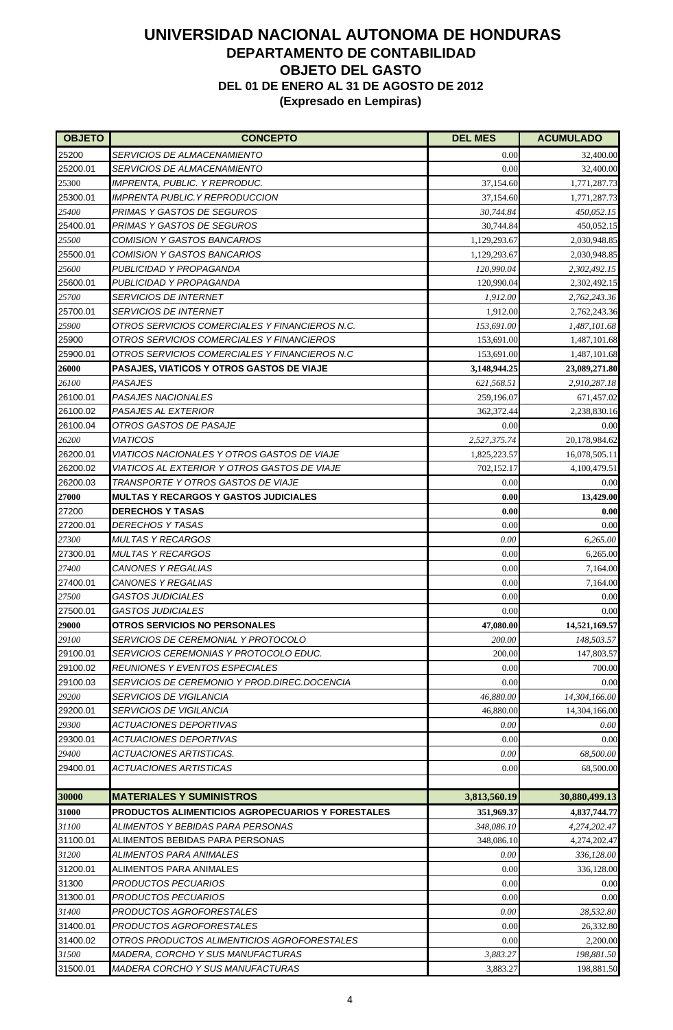# UNIVERSIDAD NACIONAL AUTONOMA DE HONDURAS
## DEPARTAMENTO DE CONTABILIDAD
## OBJETO DEL GASTO
### DEL 01 DE ENERO AL 31 DE AGOSTO DE 2012
### (Expresado en Lempiras)

| OBJETO | CONCEPTO | DEL MES | ACUMULADO |
|---|---|---|---|
| 25200 | *SERVICIOS DE ALMACENAMIENTO* | 0.00 | 32,400.00 |
| 25200.01 | *SERVICIOS DE ALMACENAMIENTO* | 0.00 | 32,400.00 |
| 25300 | *IMPRENTA, PUBLIC. Y REPRODUC.* | 37,154.60 | 1,771,287.73 |
| 25300.01 | *IMPRENTA PUBLIC.Y REPRODUCCION* | 37,154.60 | 1,771,287.73 |
| *25400* | *PRIMAS Y GASTOS DE SEGUROS* | *30,744.84* | *450,052.15* |
| 25400.01 | *PRIMAS Y GASTOS DE SEGUROS* | 30,744.84 | 450,052.15 |
| *25500* | *COMISION Y GASTOS BANCARIOS* | 1,129,293.67 | 2,030,948.85 |
| 25500.01 | *COMISION Y GASTOS BANCARIOS* | 1,129,293.67 | 2,030,948.85 |
| *25600* | *PUBLICIDAD Y PROPAGANDA* | *120,990.04* | *2,302,492.15* |
| 25600.01 | *PUBLICIDAD Y PROPAGANDA* | 120,990.04 | 2,302,492.15 |
| *25700* | *SERVICIOS DE INTERNET* | *1,912.00* | *2,762,243.36* |
| 25700.01 | *SERVICIOS DE INTERNET* | 1,912.00 | 2,762,243.36 |
| *25900* | *OTROS SERVICIOS COMERCIALES Y FINANCIEROS N.C.* | *153,691.00* | *1,487,101.68* |
| 25900 | *OTROS SERVICIOS COMERCIALES Y FINANCIEROS* | 153,691.00 | 1,487,101.68 |
| 25900.01 | *OTROS SERVICIOS COMERCIALES Y FINANCIEROS N.C* | 153,691.00 | 1,487,101.68 |
| **26000** | **PASAJES, VIATICOS Y OTROS GASTOS DE VIAJE** | **3,148,944.25** | **23,089,271.80** |
| *26100* | *PASAJES* | *621,568.51* | *2,910,287.18* |
| 26100.01 | *PASAJES NACIONALES* | 259,196.07 | 671,457.02 |
| 26100.02 | *PASAJES AL EXTERIOR* | 362,372.44 | 2,238,830.16 |
| 26100.04 | *OTROS GASTOS DE PASAJE* | 0.00 | 0.00 |
| *26200* | *VIATICOS* | *2,527,375.74* | 20,178,984.62 |
| 26200.01 | *VIATICOS NACIONALES Y OTROS GASTOS DE VIAJE* | 1,825,223.57 | 16,078,505.11 |
| 26200.02 | *VIATICOS AL EXTERIOR Y OTROS GASTOS DE VIAJE* | 702,152.17 | 4,100,479.51 |
| 26200.03 | *TRANSPORTE Y OTROS GASTOS DE VIAJE* | 0.00 | 0.00 |
| **27000** | **MULTAS Y RECARGOS Y GASTOS JUDICIALES** | **0.00** | **13,429.00** |
| 27200 | **DERECHOS Y TASAS** | **0.00** | **0.00** |
| 27200.01 | *DERECHOS Y TASAS* | 0.00 | 0.00 |
| *27300* | *MULTAS Y RECARGOS* | *0.00* | *6,265.00* |
| 27300.01 | *MULTAS Y RECARGOS* | 0.00 | 6,265.00 |
| *27400* | *CANONES Y REGALIAS* | 0.00 | 7,164.00 |
| 27400.01 | *CANONES Y REGALIAS* | 0.00 | 7,164.00 |
| *27500* | *GASTOS JUDICIALES* | 0.00 | 0.00 |
| 27500.01 | *GASTOS JUDICIALES* | 0.00 | 0.00 |
| **29000** | **OTROS SERVICIOS NO PERSONALES** | **47,080.00** | **14,521,169.57** |
| *29100* | *SERVICIOS DE CEREMONIAL Y PROTOCOLO* | *200.00* | *148,503.57* |
| 29100.01 | *SERVICIOS CEREMONIAS Y PROTOCOLO EDUC.* | 200.00 | 147,803.57 |
| 29100.02 | *REUNIONES Y EVENTOS ESPECIALES* | 0.00 | 700.00 |
| 29100.03 | *SERVICIOS DE CEREMONIO Y PROD.DIREC.DOCENCIA* | 0.00 | 0.00 |
| *29200* | *SERVICIOS DE VIGILANCIA* | *46,880.00* | *14,304,166.00* |
| 29200.01 | *SERVICIOS DE VIGILANCIA* | 46,880.00 | 14,304,166.00 |
| *29300* | *ACTUACIONES DEPORTIVAS* | *0.00* | *0.00* |
| 29300.01 | *ACTUACIONES DEPORTIVAS* | 0.00 | 0.00 |
| *29400* | *ACTUACIONES ARTISTICAS.* | *0.00* | *68,500.00* |
| 29400.01 | *ACTUACIONES ARTISTICAS* | 0.00 | 68,500.00 |
| | | | |
| **30000** | **MATERIALES Y SUMINISTROS** | **3,813,560.19** | **30,880,499.13** |
| **31000** | **PRODUCTOS ALIMENTICIOS AGROPECUARIOS Y FORESTALES** | **351,969.37** | **4,837,744.77** |
| *31100* | *ALIMENTOS Y BEBIDAS PARA PERSONAS* | *348,086.10* | *4,274,202.47* |
| 31100.01 | ALIMENTOS BEBIDAS PARA PERSONAS | 348,086.10 | 4,274,202.47 |
| *31200* | *ALIMENTOS PARA ANIMALES* | *0.00* | *336,128.00* |
| 31200.01 | ALIMENTOS PARA ANIMALES | 0.00 | 336,128.00 |
| 31300 | *PRODUCTOS PECUARIOS* | 0.00 | 0.00 |
| 31300.01 | *PRODUCTOS PECUARIOS* | 0.00 | 0.00 |
| *31400* | *PRODUCTOS AGROFORESTALES* | *0.00* | *28,532.80* |
| 31400.01 | *PRODUCTOS AGROFORESTALES* | 0.00 | 26,332.80 |
| 31400.02 | *OTROS PRODUCTOS ALIMENTICIOS AGROFORESTALES* | 0.00 | 2,200.00 |
| *31500* | *MADERA, CORCHO Y SUS MANUFACTURAS* | *3,883.27* | *198,881.50* |
| 31500.01 | *MADERA CORCHO Y SUS MANUFACTURAS* | 3,883.27 | 198,881.50 |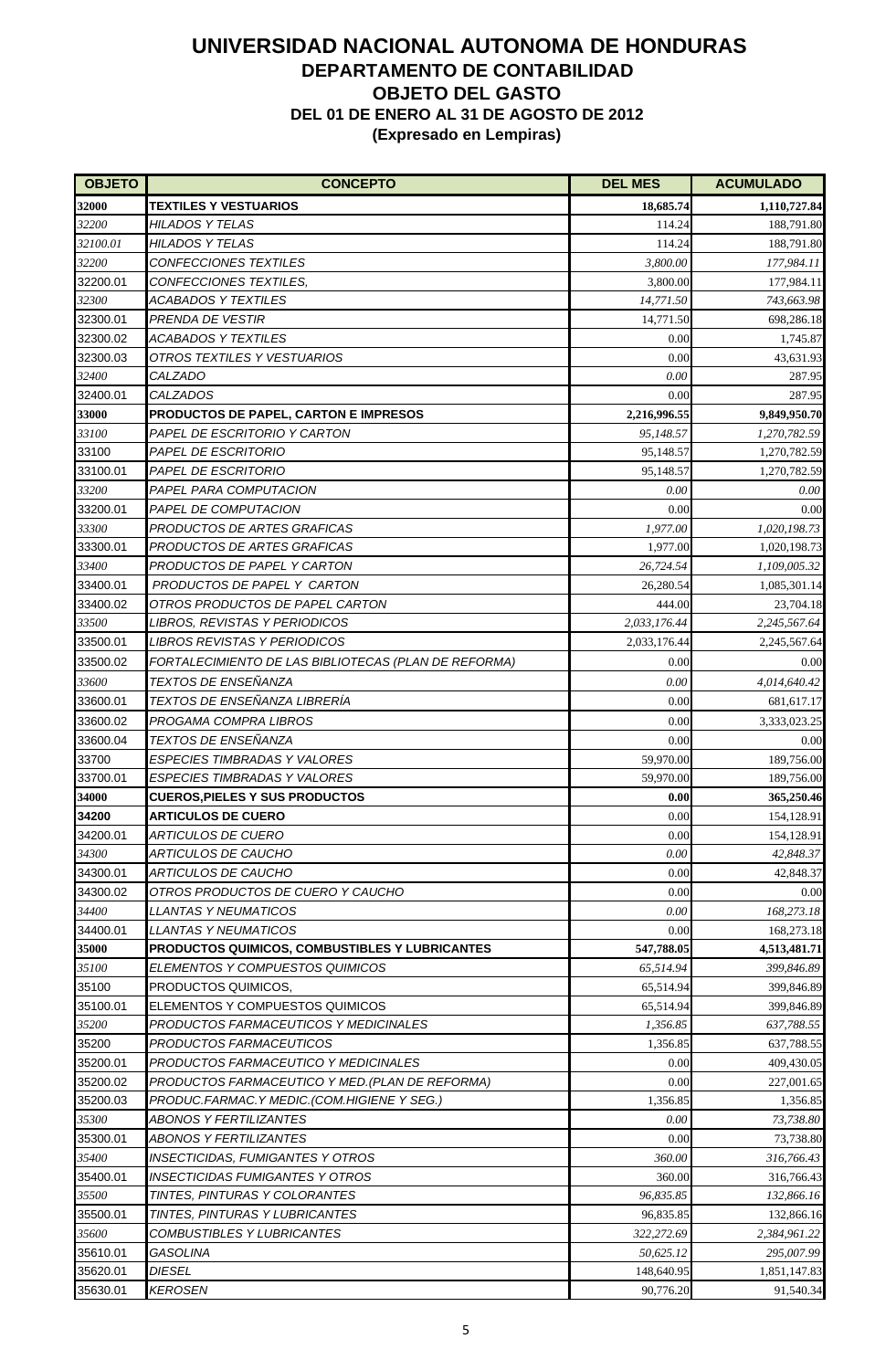# UNIVERSIDAD NACIONAL AUTONOMA DE HONDURAS

## DEPARTAMENTO DE CONTABILIDAD

## OBJETO DEL GASTO

### DEL 01 DE ENERO AL 31 DE AGOSTO DE 2012

### (Expresado en Lempiras)

| OBJETO | CONCEPTO | DEL MES | ACUMULADO |
|---|---|---|---|
| **32000** | **TEXTILES Y VESTUARIOS** | **18,685.74** | **1,110,727.84** |
| *32200* | *HILADOS Y TELAS* | 114.24 | 188,791.80 |
| *32100.01* | *HILADOS Y TELAS* | 114.24 | 188,791.80 |
| *32200* | *CONFECCIONES TEXTILES* | *3,800.00* | *177,984.11* |
| 32200.01 | *CONFECCIONES TEXTILES,* | 3,800.00 | 177,984.11 |
| *32300* | *ACABADOS Y TEXTILES* | *14,771.50* | *743,663.98* |
| 32300.01 | *PRENDA DE VESTIR* | 14,771.50 | 698,286.18 |
| 32300.02 | *ACABADOS Y TEXTILES* | 0.00 | 1,745.87 |
| 32300.03 | *OTROS TEXTILES Y VESTUARIOS* | 0.00 | 43,631.93 |
| *32400* | *CALZADO* | *0.00* | 287.95 |
| 32400.01 | *CALZADOS* | 0.00 | 287.95 |
| **33000** | **PRODUCTOS DE PAPEL, CARTON E IMPRESOS** | **2,216,996.55** | **9,849,950.70** |
| *33100* | *PAPEL DE ESCRITORIO Y CARTON* | *95,148.57* | *1,270,782.59* |
| 33100 | *PAPEL DE ESCRITORIO* | 95,148.57 | 1,270,782.59 |
| 33100.01 | *PAPEL DE ESCRITORIO* | 95,148.57 | 1,270,782.59 |
| *33200* | *PAPEL PARA COMPUTACION* | *0.00* | *0.00* |
| 33200.01 | *PAPEL DE COMPUTACION* | 0.00 | 0.00 |
| *33300* | *PRODUCTOS DE ARTES GRAFICAS* | *1,977.00* | *1,020,198.73* |
| 33300.01 | *PRODUCTOS DE ARTES GRAFICAS* | 1,977.00 | 1,020,198.73 |
| *33400* | *PRODUCTOS DE PAPEL Y CARTON* | *26,724.54* | *1,109,005.32* |
| 33400.01 | *PRODUCTOS DE PAPEL Y CARTON* | 26,280.54 | 1,085,301.14 |
| 33400.02 | *OTROS PRODUCTOS DE PAPEL CARTON* | 444.00 | 23,704.18 |
| *33500* | *LIBROS, REVISTAS Y PERIODICOS* | *2,033,176.44* | *2,245,567.64* |
| 33500.01 | *LIBROS REVISTAS Y PERIODICOS* | 2,033,176.44 | 2,245,567.64 |
| 33500.02 | *FORTALECIMIENTO DE LAS BIBLIOTECAS (PLAN DE REFORMA)* | 0.00 | 0.00 |
| *33600* | *TEXTOS DE ENSEÑANZA* | *0.00* | *4,014,640.42* |
| 33600.01 | *TEXTOS DE ENSEÑANZA LIBRERÍA* | 0.00 | 681,617.17 |
| 33600.02 | *PROGAMA COMPRA LIBROS* | 0.00 | 3,333,023.25 |
| 33600.04 | *TEXTOS DE ENSEÑANZA* | 0.00 | 0.00 |
| 33700 | *ESPECIES TIMBRADAS Y VALORES* | 59,970.00 | 189,756.00 |
| 33700.01 | *ESPECIES TIMBRADAS Y VALORES* | 59,970.00 | 189,756.00 |
| **34000** | **CUEROS,PIELES Y SUS PRODUCTOS** | **0.00** | **365,250.46** |
| **34200** | **ARTICULOS DE CUERO** | 0.00 | 154,128.91 |
| 34200.01 | *ARTICULOS DE CUERO* | 0.00 | 154,128.91 |
| *34300* | *ARTICULOS DE CAUCHO* | *0.00* | *42,848.37* |
| 34300.01 | *ARTICULOS DE CAUCHO* | 0.00 | 42,848.37 |
| 34300.02 | *OTROS PRODUCTOS DE CUERO Y CAUCHO* | 0.00 | 0.00 |
| *34400* | *LLANTAS Y NEUMATICOS* | *0.00* | *168,273.18* |
| 34400.01 | *LLANTAS Y NEUMATICOS* | 0.00 | 168,273.18 |
| **35000** | **PRODUCTOS QUIMICOS, COMBUSTIBLES Y LUBRICANTES** | **547,788.05** | **4,513,481.71** |
| *35100* | *ELEMENTOS Y COMPUESTOS QUIMICOS* | *65,514.94* | *399,846.89* |
| 35100 | PRODUCTOS QUIMICOS, | 65,514.94 | 399,846.89 |
| 35100.01 | ELEMENTOS Y COMPUESTOS QUIMICOS | 65,514.94 | 399,846.89 |
| *35200* | *PRODUCTOS FARMACEUTICOS Y MEDICINALES* | *1,356.85* | *637,788.55* |
| 35200 | *PRODUCTOS FARMACEUTICOS* | 1,356.85 | 637,788.55 |
| 35200.01 | *PRODUCTOS FARMACEUTICO Y MEDICINALES* | 0.00 | 409,430.05 |
| 35200.02 | *PRODUCTOS FARMACEUTICO Y MED.(PLAN DE REFORMA)* | 0.00 | 227,001.65 |
| 35200.03 | *PRODUC.FARMAC.Y MEDIC.(COM.HIGIENE Y SEG.)* | 1,356.85 | 1,356.85 |
| *35300* | *ABONOS Y FERTILIZANTES* | *0.00* | *73,738.80* |
| 35300.01 | *ABONOS Y FERTILIZANTES* | 0.00 | 73,738.80 |
| *35400* | *INSECTICIDAS, FUMIGANTES Y OTROS* | *360.00* | *316,766.43* |
| 35400.01 | *INSECTICIDAS FUMIGANTES Y OTROS* | 360.00 | 316,766.43 |
| *35500* | *TINTES, PINTURAS Y COLORANTES* | *96,835.85* | *132,866.16* |
| 35500.01 | *TINTES, PINTURAS Y LUBRICANTES* | 96,835.85 | 132,866.16 |
| *35600* | *COMBUSTIBLES Y LUBRICANTES* | *322,272.69* | *2,384,961.22* |
| 35610.01 | *GASOLINA* | *50,625.12* | *295,007.99* |
| 35620.01 | *DIESEL* | 148,640.95 | 1,851,147.83 |
| 35630.01 | *KEROSEN* | 90,776.20 | 91,540.34 |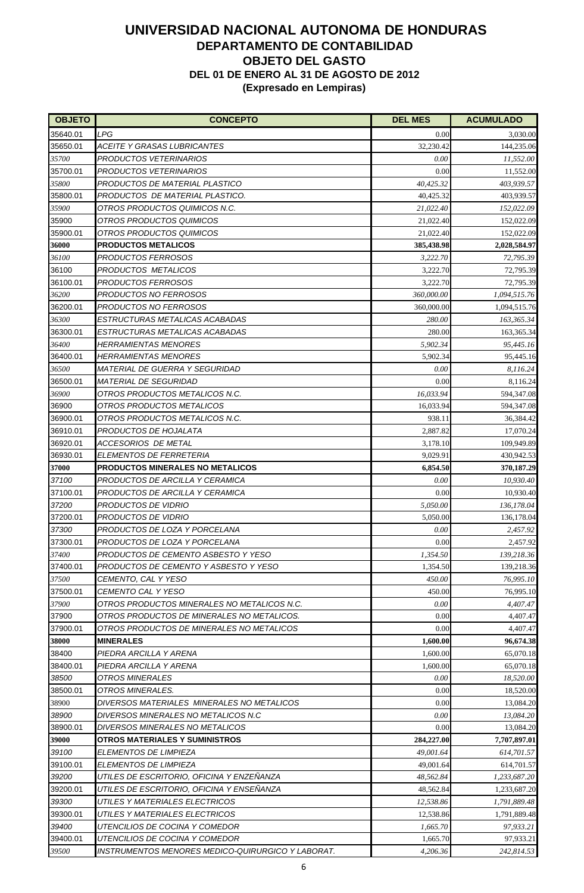# UNIVERSIDAD NACIONAL AUTONOMA DE HONDURAS
## DEPARTAMENTO DE CONTABILIDAD
## OBJETO DEL GASTO
### DEL 01 DE ENERO AL 31 DE AGOSTO DE 2012
### (Expresado en Lempiras)

| OBJETO | CONCEPTO | DEL MES | ACUMULADO |
|---|---|---|---|
| 35640.01 | *LPG* | 0.00 | 3,030.00 |
| 35650.01 | *ACEITE Y GRASAS LUBRICANTES* | 32,230.42 | 144,235.06 |
| *35700* | *PRODUCTOS VETERINARIOS* | *0.00* | *11,552.00* |
| 35700.01 | *PRODUCTOS VETERINARIOS* | 0.00 | 11,552.00 |
| *35800* | *PRODUCTOS DE MATERIAL PLASTICO* | *40,425.32* | *403,939.57* |
| 35800.01 | *PRODUCTOS DE MATERIAL PLASTICO.* | 40,425.32 | 403,939.57 |
| *35900* | *OTROS PRODUCTOS QUIMICOS N.C.* | *21,022.40* | *152,022.09* |
| 35900 | *OTROS PRODUCTOS QUIMICOS* | 21,022.40 | 152,022.09 |
| 35900.01 | *OTROS PRODUCTOS QUIMICOS* | 21,022.40 | 152,022.09 |
| **36000** | **PRODUCTOS METALICOS** | **385,438.98** | **2,028,584.97** |
| *36100* | *PRODUCTOS FERROSOS* | *3,222.70* | *72,795.39* |
| 36100 | *PRODUCTOS METALICOS* | 3,222.70 | 72,795.39 |
| 36100.01 | *PRODUCTOS FERROSOS* | 3,222.70 | 72,795.39 |
| *36200* | *PRODUCTOS NO FERROSOS* | *360,000.00* | *1,094,515.76* |
| 36200.01 | *PRODUCTOS NO FERROSOS* | 360,000.00 | 1,094,515.76 |
| *36300* | *ESTRUCTURAS METALICAS ACABADAS* | *280.00* | *163,365.34* |
| 36300.01 | *ESTRUCTURAS METALICAS ACABADAS* | 280.00 | 163,365.34 |
| *36400* | *HERRAMIENTAS MENORES* | *5,902.34* | *95,445.16* |
| 36400.01 | *HERRAMIENTAS MENORES* | 5,902.34 | 95,445.16 |
| *36500* | *MATERIAL DE GUERRA Y SEGURIDAD* | *0.00* | *8,116.24* |
| 36500.01 | *MATERIAL DE SEGURIDAD* | 0.00 | 8,116.24 |
| *36900* | *OTROS PRODUCTOS METALICOS N.C.* | *16,033.94* | 594,347.08 |
| 36900 | *OTROS PRODUCTOS METALICOS* | 16,033.94 | 594,347.08 |
| 36900.01 | *OTROS PRODUCTOS METALICOS N.C.* | 938.11 | 36,384.42 |
| 36910.01 | *PRODUCTOS DE HOJALATA* | 2,887.82 | 17,070.24 |
| 36920.01 | *ACCESORIOS DE METAL* | 3,178.10 | 109,949.89 |
| 36930.01 | *ELEMENTOS DE FERRETERIA* | 9,029.91 | 430,942.53 |
| **37000** | **PRODUCTOS MINERALES NO METALICOS** | **6,854.50** | **370,187.29** |
| *37100* | *PRODUCTOS DE ARCILLA Y CERAMICA* | *0.00* | *10,930.40* |
| 37100.01 | *PRODUCTOS DE ARCILLA Y CERAMICA* | 0.00 | 10,930.40 |
| *37200* | *PRODUCTOS DE VIDRIO* | *5,050.00* | *136,178.04* |
| 37200.01 | *PRODUCTOS DE VIDRIO* | 5,050.00 | 136,178.04 |
| *37300* | *PRODUCTOS DE LOZA Y PORCELANA* | *0.00* | *2,457.92* |
| 37300.01 | *PRODUCTOS DE LOZA Y PORCELANA* | 0.00 | 2,457.92 |
| *37400* | *PRODUCTOS DE CEMENTO ASBESTO Y YESO* | *1,354.50* | *139,218.36* |
| 37400.01 | *PRODUCTOS DE CEMENTO Y ASBESTO Y YESO* | 1,354.50 | 139,218.36 |
| *37500* | *CEMENTO, CAL Y YESO* | *450.00* | *76,995.10* |
| 37500.01 | *CEMENTO CAL Y YESO* | 450.00 | 76,995.10 |
| *37900* | *OTROS PRODUCTOS MINERALES NO METALICOS N.C.* | *0.00* | *4,407.47* |
| 37900 | *OTROS PRODUCTOS DE MINERALES NO METALICOS.* | 0.00 | 4,407.47 |
| 37900.01 | *OTROS PRODUCTOS DE MINERALES NO METALICOS* | 0.00 | 4,407.47 |
| **38000** | **MINERALES** | **1,600.00** | **96,674.38** |
| 38400 | *PIEDRA ARCILLA Y ARENA* | 1,600.00 | 65,070.18 |
| 38400.01 | *PIEDRA ARCILLA Y ARENA* | 1,600.00 | 65,070.18 |
| *38500* | *OTROS MINERALES* | *0.00* | *18,520.00* |
| 38500.01 | *OTROS MINERALES.* | 0.00 | 18,520.00 |
| 38900 | *DIVERSOS MATERIALES MINERALES NO METALICOS* | 0.00 | 13,084.20 |
| *38900* | *DIVERSOS MINERALES NO METALICOS N.C* | *0.00* | *13,084.20* |
| 38900.01 | *DIVERSOS MINERALES NO METALICOS* | 0.00 | 13,084.20 |
| **39000** | **OTROS MATERIALES Y SUMINISTROS** | **284,227.00** | **7,707,897.01** |
| *39100* | *ELEMENTOS DE LIMPIEZA* | *49,001.64* | *614,701.57* |
| 39100.01 | *ELEMENTOS DE LIMPIEZA* | 49,001.64 | 614,701.57 |
| *39200* | *UTILES DE ESCRITORIO, OFICINA Y ENZEÑANZA* | *48,562.84* | *1,233,687.20* |
| 39200.01 | *UTILES DE ESCRITORIO, OFICINA Y ENSEÑANZA* | 48,562.84 | 1,233,687.20 |
| *39300* | *UTILES Y MATERIALES ELECTRICOS* | *12,538.86* | *1,791,889.48* |
| 39300.01 | *UTILES Y MATERIALES ELECTRICOS* | 12,538.86 | 1,791,889.48 |
| *39400* | *UTENCILIOS DE COCINA Y COMEDOR* | *1,665.70* | *97,933.21* |
| 39400.01 | *UTENCILIOS DE COCINA Y COMEDOR* | 1,665.70 | 97,933.21 |
| *39500* | *INSTRUMENTOS MENORES MEDICO-QUIRURGICO Y LABORAT.* | *4,206.36* | *242,814.53* |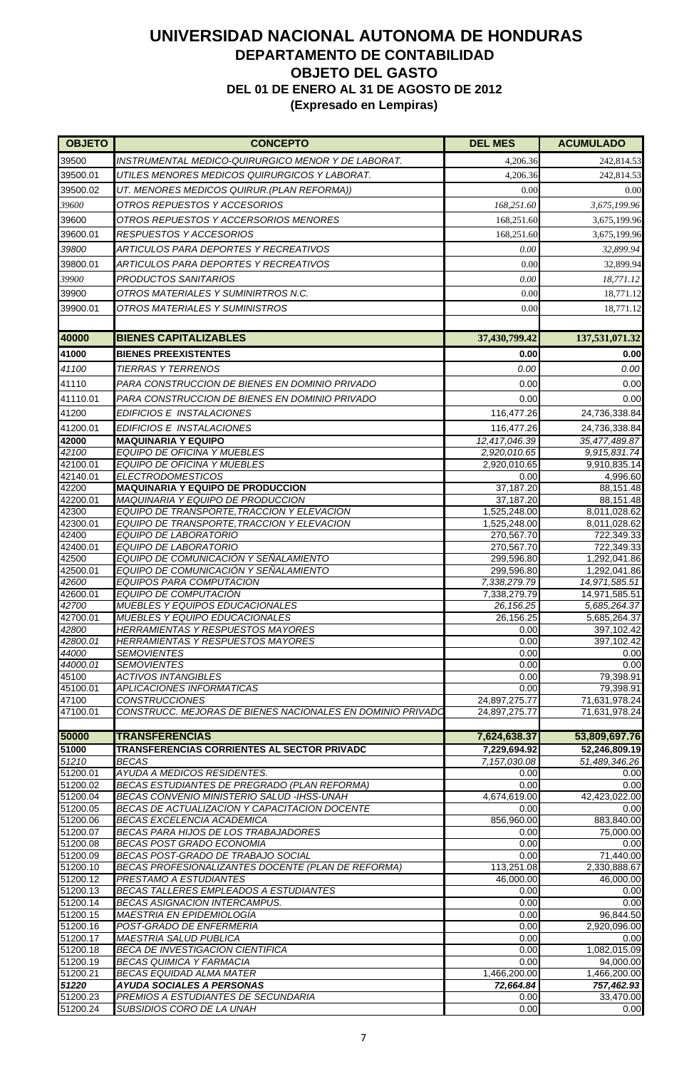# UNIVERSIDAD NACIONAL AUTONOMA DE HONDURAS

## DEPARTAMENTO DE CONTABILIDAD

## OBJETO DEL GASTO

### DEL 01 DE ENERO AL 31 DE AGOSTO DE 2012

### (Expresado en Lempiras)

| OBJETO | CONCEPTO | DEL MES | ACUMULADO |
|---|---|---|---|
| 39500 | *INSTRUMENTAL MEDICO-QUIRURGICO MENOR Y DE LABORAT.* | 4,206.36 | 242,814.53 |
| 39500.01 | *UTILES MENORES MEDICOS QUIRURGICOS Y LABORAT.* | 4,206.36 | 242,814.53 |
| 39500.02 | *UT. MENORES MEDICOS QUIRUR.(PLAN REFORMA))* | 0.00 | 0.00 |
| *39600* | *OTROS REPUESTOS Y ACCESORIOS* | *168,251.60* | *3,675,199.96* |
| 39600 | *OTROS REPUESTOS Y ACCERSORIOS MENORES* | 168,251.60 | 3,675,199.96 |
| 39600.01 | *RESPUESTOS Y ACCESORIOS* | 168,251.60 | 3,675,199.96 |
| *39800* | *ARTICULOS PARA DEPORTES Y RECREATIVOS* | *0.00* | *32,899.94* |
| 39800.01 | *ARTICULOS PARA DEPORTES Y RECREATIVOS* | 0.00 | 32,899.94 |
| *39900* | *PRODUCTOS SANITARIOS* | *0.00* | *18,771.12* |
| 39900 | *OTROS MATERIALES Y SUMINIRTROS N.C.* | 0.00 | 18,771.12 |
| 39900.01 | *OTROS MATERIALES Y SUMINISTROS* | 0.00 | 18,771.12 |
| | | | |
| **40000** | **BIENES CAPITALIZABLES** | **37,430,799.42** | **137,531,071.32** |
| **41000** | **BIENES PREEXISTENTES** | **0.00** | **0.00** |
| *41100* | *TIERRAS Y TERRENOS* | *0.00* | *0.00* |
| 41110 | *PARA CONSTRUCCION DE BIENES EN DOMINIO PRIVADO* | 0.00 | 0.00 |
| 41110.01 | *PARA CONSTRUCCION DE BIENES EN DOMINIO PRIVADO* | 0.00 | 0.00 |
| 41200 | *EDIFICIOS E INSTALACIONES* | 116,477.26 | 24,736,338.84 |
| 41200.01 | *EDIFICIOS E INSTALACIONES* | 116,477.26 | 24,736,338.84 |
| **42000** | **MAQUINARIA Y EQUIPO** | *12,417,046.39* | *35,477,489.87* |
| *42100* | *EQUIPO DE OFICINA Y MUEBLES* | *2,920,010.65* | *9,915,831.74* |
| 42100.01 | *EQUIPO DE OFICINA Y MUEBLES* | 2,920,010.65 | 9,910,835.14 |
| 42140.01 | *ELECTRODOMESTICOS* | 0.00 | 4,996.60 |
| 42200 | **MAQUINARIA Y EQUIPO DE PRODUCCION** | 37,187.20 | 88,151.48 |
| 42200.01 | *MAQUINARIA Y EQUIPO DE PRODUCCION* | 37,187.20 | 88,151.48 |
| 42300 | *EQUIPO DE TRANSPORTE,TRACCION Y ELEVACION* | 1,525,248.00 | 8,011,028.62 |
| 42300.01 | *EQUIPO DE TRANSPORTE,TRACCION Y ELEVACION* | 1,525,248.00 | 8,011,028.62 |
| 42400 | *EQUIPO DE LABORATORIO* | 270,567.70 | 722,349.33 |
| 42400.01 | *EQUIPO DE LABORATORIO* | 270,567.70 | 722,349.33 |
| 42500 | *EQUIPO DE COMUNICACIÓN Y SEÑALAMIENTO* | 299,596.80 | 1,292,041.86 |
| 42500.01 | *EQUIPO DE COMUNICACIÓN Y SEÑALAMIENTO* | 299,596.80 | 1,292,041.86 |
| *42600* | *EQUIPOS PARA COMPUTACION* | *7,338,279.79* | *14,971,585.51* |
| 42600.01 | *EQUIPO DE COMPUTACIÓN* | 7,338,279.79 | 14,971,585.51 |
| *42700* | *MUEBLES Y EQUIPOS EDUCACIONALES* | *26,156.25* | *5,685,264.37* |
| 42700.01 | *MUEBLES Y EQUIPO EDUCACIONALES* | 26,156.25 | 5,685,264.37 |
| *42800* | *HERRAMIENTAS Y RESPUESTOS MAYORES* | 0.00 | 397,102.42 |
| *42800.01* | *HERRAMIENTAS Y RESPUESTOS MAYORES* | 0.00 | 397,102.42 |
| *44000* | *SEMOVIENTES* | 0.00 | 0.00 |
| *44000.01* | *SEMOVIENTES* | 0.00 | 0.00 |
| 45100 | *ACTIVOS INTANGIBLES* | 0.00 | 79,398.91 |
| 45100.01 | *APLICACIONES INFORMATICAS* | 0.00 | 79,398.91 |
| 47100 | *CONSTRUCCIONES* | 24,897,275.77 | 71,631,978.24 |
| 47100.01 | *CONSTRUCC. MEJORAS DE BIENES NACIONALES EN DOMINIO PRIVADO* | 24,897,275.77 | 71,631,978.24 |
| | | | |
| **50000** | **TRANSFERENCIAS** | **7,624,638.37** | **53,809,697.76** |
| **51000** | **TRANSFERENCIAS CORRIENTES AL SECTOR PRIVADO** | **7,229,694.92** | **52,246,809.19** |
| *51210* | *BECAS* | *7,157,030.08* | *51,489,346.26* |
| 51200.01 | *AYUDA A MEDICOS RESIDENTES.* | 0.00 | 0.00 |
| 51200.02 | *BECAS ESTUDIANTES DE PREGRADO (PLAN REFORMA)* | 0.00 | 0.00 |
| 51200.04 | *BECAS CONVENIO MINISTERIO SALUD -IHSS-UNAH* | 4,674,619.00 | 42,423,022.00 |
| 51200.05 | *BECAS DE ACTUALIZACION Y CAPACITACION DOCENTE* | 0.00 | 0.00 |
| 51200.06 | *BECAS EXCELENCIA ACADEMICA* | 856,960.00 | 883,840.00 |
| 51200.07 | *BECAS PARA HIJOS DE LOS TRABAJADORES* | 0.00 | 75,000.00 |
| 51200.08 | *BECAS POST GRADO ECONOMIA* | 0.00 | 0.00 |
| 51200.09 | *BECAS POST-GRADO DE TRABAJO SOCIAL* | 0.00 | 71,440.00 |
| 51200.10 | *BECAS PROFESIONALIZANTES DOCENTE (PLAN DE REFORMA)* | 113,251.08 | 2,330,888.67 |
| 51200.12 | *PRESTAMO A ESTUDIANTES* | 46,000.00 | 46,000.00 |
| 51200.13 | *BECAS TALLERES EMPLEADOS A ESTUDIANTES* | 0.00 | 0.00 |
| 51200.14 | *BECAS ASIGNACION INTERCAMPUS.* | 0.00 | 0.00 |
| 51200.15 | *MAESTRIA EN EPIDEMIOLOGÍA* | 0.00 | 96,844.50 |
| 51200.16 | *POST-GRADO DE ENFERMERIA* | 0.00 | 2,920,096.00 |
| 51200.17 | *MAESTRIA SALUD PUBLICA* | 0.00 | 0.00 |
| 51200.18 | *BECA DE INVESTIGACION CIENTIFICA* | 0.00 | 1,082,015.09 |
| 51200.19 | *BECAS QUIMICA Y FARMACIA* | 0.00 | 94,000.00 |
| 51200.21 | *BECAS EQUIDAD ALMA MATER* | 1,466,200.00 | 1,466,200.00 |
| ***51220*** | ***AYUDA SOCIALES A PERSONAS*** | ***72,664.84*** | ***757,462.93*** |
| 51200.23 | *PREMIOS A ESTUDIANTES DE SECUNDARIA* | 0.00 | 33,470.00 |
| 51200.24 | *SUBSIDIOS CORO DE LA UNAH* | 0.00 | 0.00 |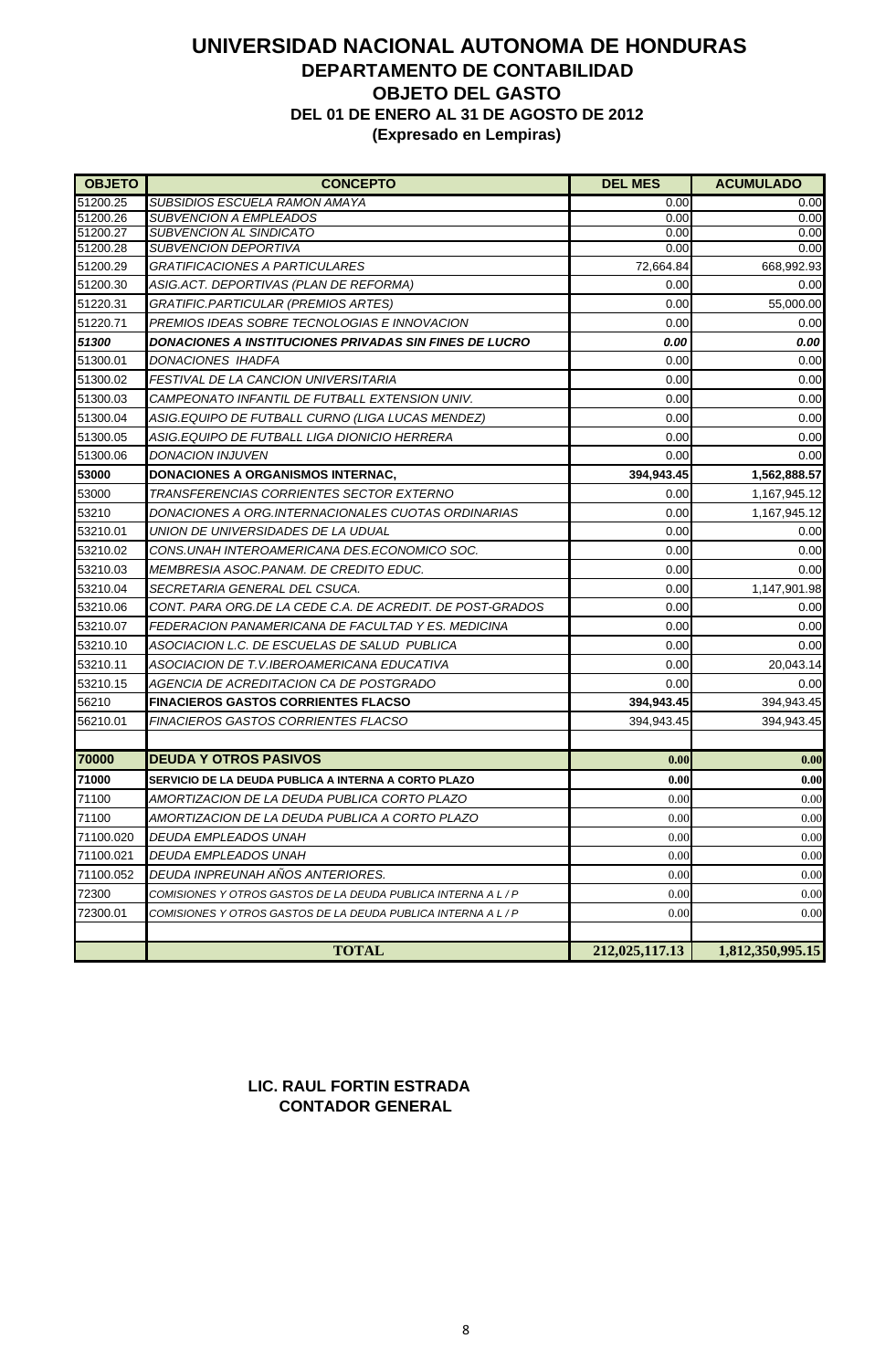# UNIVERSIDAD NACIONAL AUTONOMA DE HONDURAS
## DEPARTAMENTO DE CONTABILIDAD
## OBJETO DEL GASTO
### DEL 01 DE ENERO AL 31 DE AGOSTO DE 2012
### (Expresado en Lempiras)

| OBJETO | CONCEPTO | DEL MES | ACUMULADO |
|---|---|---|---|
| 51200.25 | *SUBSIDIOS ESCUELA RAMON AMAYA* | 0.00 | 0.00 |
| 51200.26 | *SUBVENCION A EMPLEADOS* | 0.00 | 0.00 |
| 51200.27 | *SUBVENCION AL SINDICATO* | 0.00 | 0.00 |
| 51200.28 | *SUBVENCION DEPORTIVA* | 0.00 | 0.00 |
| 51200.29 | *GRATIFICACIONES A PARTICULARES* | 72,664.84 | 668,992.93 |
| 51200.30 | *ASIG.ACT. DEPORTIVAS (PLAN DE REFORMA)* | 0.00 | 0.00 |
| 51220.31 | *GRATIFIC.PARTICULAR (PREMIOS ARTES)* | 0.00 | 55,000.00 |
| 51220.71 | *PREMIOS IDEAS SOBRE TECNOLOGIAS E INNOVACION* | 0.00 | 0.00 |
| ***51300*** | ***DONACIONES A INSTITUCIONES PRIVADAS SIN FINES DE LUCRO*** | ***0.00*** | ***0.00*** |
| 51300.01 | *DONACIONES IHADFA* | 0.00 | 0.00 |
| 51300.02 | *FESTIVAL DE LA CANCION UNIVERSITARIA* | 0.00 | 0.00 |
| 51300.03 | *CAMPEONATO INFANTIL DE FUTBALL EXTENSION UNIV.* | 0.00 | 0.00 |
| 51300.04 | *ASIG.EQUIPO DE FUTBALL CURNO (LIGA LUCAS MENDEZ)* | 0.00 | 0.00 |
| 51300.05 | *ASIG.EQUIPO DE FUTBALL LIGA DIONICIO HERRERA* | 0.00 | 0.00 |
| 51300.06 | *DONACION INJUVEN* | 0.00 | 0.00 |
| **53000** | **DONACIONES A ORGANISMOS INTERNAC,** | **394,943.45** | **1,562,888.57** |
| 53000 | *TRANSFERENCIAS CORRIENTES SECTOR EXTERNO* | 0.00 | 1,167,945.12 |
| 53210 | *DONACIONES A ORG.INTERNACIONALES CUOTAS ORDINARIAS* | 0.00 | 1,167,945.12 |
| 53210.01 | *UNION DE UNIVERSIDADES DE LA UDUAL* | 0.00 | 0.00 |
| 53210.02 | *CONS.UNAH INTEROAMERICANA DES.ECONOMICO SOC.* | 0.00 | 0.00 |
| 53210.03 | *MEMBRESIA ASOC.PANAM. DE CREDITO EDUC.* | 0.00 | 0.00 |
| 53210.04 | *SECRETARIA GENERAL DEL CSUCA.* | 0.00 | 1,147,901.98 |
| 53210.06 | *CONT. PARA ORG.DE LA CEDE C.A. DE ACREDIT. DE POST-GRADOS* | 0.00 | 0.00 |
| 53210.07 | *FEDERACION PANAMERICANA DE FACULTAD Y ES. MEDICINA* | 0.00 | 0.00 |
| 53210.10 | *ASOCIACION L.C. DE ESCUELAS DE SALUD PUBLICA* | 0.00 | 0.00 |
| 53210.11 | *ASOCIACION DE T.V.IBEROAMERICANA EDUCATIVA* | 0.00 | 20,043.14 |
| 53210.15 | *AGENCIA DE ACREDITACION CA DE POSTGRADO* | 0.00 | 0.00 |
| 56210 | **FINACIEROS GASTOS CORRIENTES FLACSO** | **394,943.45** | 394,943.45 |
| 56210.01 | *FINACIEROS GASTOS CORRIENTES FLACSO* | 394,943.45 | 394,943.45 |
| | | | |
| **70000** | **DEUDA Y OTROS PASIVOS** | **0.00** | **0.00** |
| **71000** | **SERVICIO DE LA DEUDA PUBLICA A INTERNA A CORTO PLAZO** | **0.00** | **0.00** |
| 71100 | *AMORTIZACION DE LA DEUDA PUBLICA CORTO PLAZO* | 0.00 | 0.00 |
| 71100 | *AMORTIZACION DE LA DEUDA PUBLICA A CORTO PLAZO* | 0.00 | 0.00 |
| 71100.020 | *DEUDA EMPLEADOS UNAH* | 0.00 | 0.00 |
| 71100.021 | *DEUDA EMPLEADOS UNAH* | 0.00 | 0.00 |
| 71100.052 | *DEUDA INPREUNAH AÑOS ANTERIORES.* | 0.00 | 0.00 |
| 72300 | *COMISIONES Y OTROS GASTOS DE LA DEUDA PUBLICA INTERNA A L / P* | 0.00 | 0.00 |
| 72300.01 | *COMISIONES Y OTROS GASTOS DE LA DEUDA PUBLICA INTERNA A L / P* | 0.00 | 0.00 |
| | | | |
| | **TOTAL** | **212,025,117.13** | **1,812,350,995.15** |

**LIC. RAUL FORTIN ESTRADA**
**CONTADOR GENERAL**